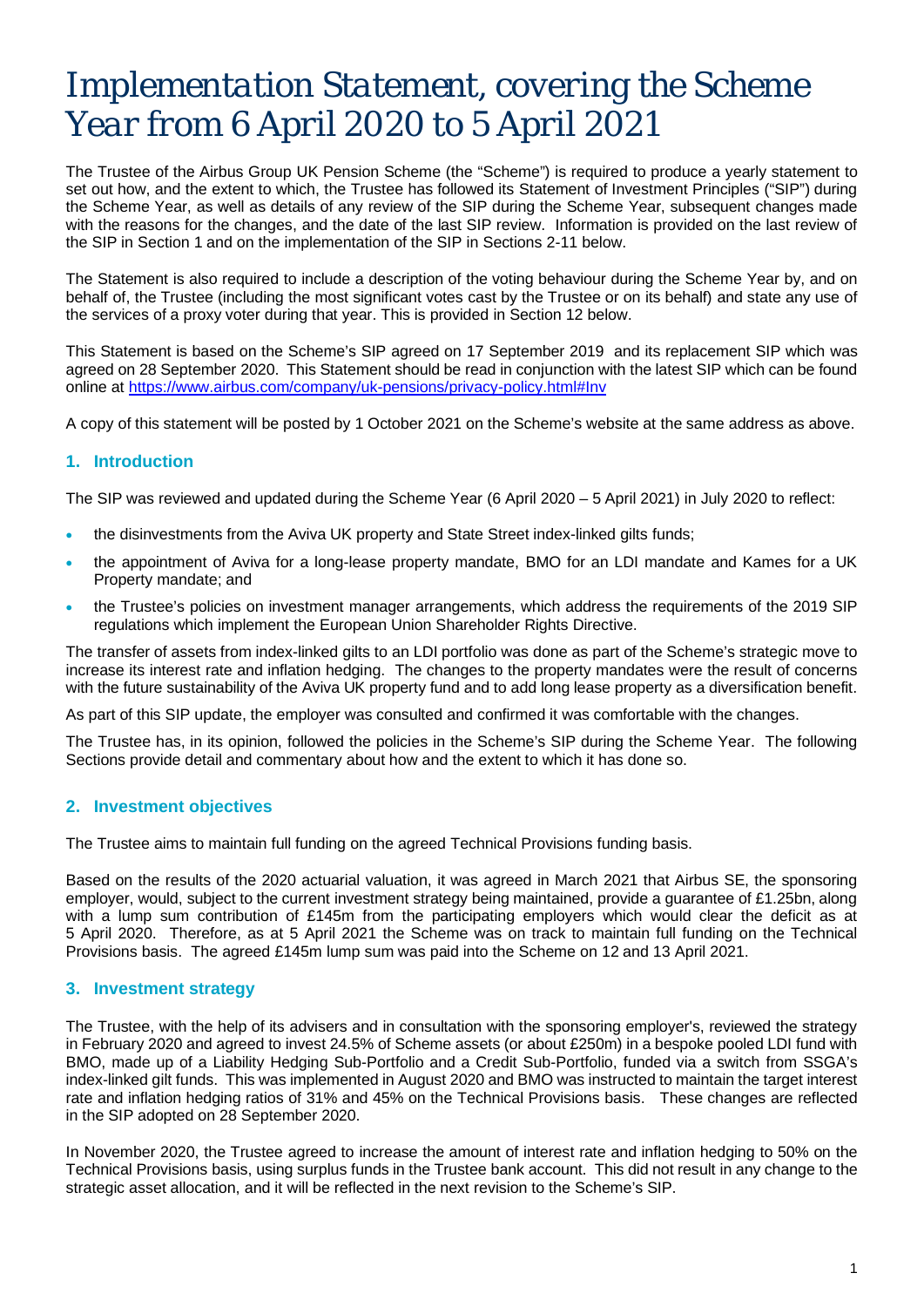# Implementation Statement, covering the Scheme Year from 6 April 2020 to 5 April 2021

The Trustee of the Airbus Group UK Pension Scheme (the "Scheme") is required to produce a yearly statement to set out how, and the extent to which, the Trustee has followed its Statement of Investment Principles ("SIP") during the Scheme Year, as well as details of any review of the SIP during the Scheme Year, subsequent changes made with the reasons for the changes, and the date of the last SIP review. Information is provided on the last review of the SIP in Section 1 and on the implementation of the SIP in Sections 2-11 below.

The Statement is also required to include a description of the voting behaviour during the Scheme Year by, and on behalf of, the Trustee (including the most significant votes cast by the Trustee or on its behalf) and state any use of the services of a proxy voter during that year. This is provided in Section 12 below.

This Statement is based on the Scheme's SIP agreed on 17 September 2019 and its replacement SIP which was agreed on 28 September 2020. This Statement should be read in conjunction with the latest SIP which can be found online at https://www.airbus.com/company/uk-pensions/privacy-policy.html#Inv

A copy of this statement will be posted by 1 October 2021 on the Scheme's website at the same address as above.

## 1. Introduction

The SIP was reviewed and updated during the Scheme Year (6 April 2020 – 5 April 2021) in July 2020 to reflect:

- the disinvestments from the Aviva UK property and State Street index-linked gilts funds;
- the appointment of Aviva for a long-lease property mandate, BMO for an LDI mandate and Kames for a UK Property mandate; and
- the Trustee's policies on investment manager arrangements, which address the requirements of the 2019 SIP regulations which implement the European Union Shareholder Rights Directive.

The transfer of assets from index-linked gilts to an LDI portfolio was done as part of the Scheme's strategic move to increase its interest rate and inflation hedging. The changes to the property mandates were the result of concerns with the future sustainability of the Aviva UK property fund and to add long lease property as a diversification benefit.

As part of this SIP update, the employer was consulted and confirmed it was comfortable with the changes.

The Trustee has, in its opinion, followed the policies in the Scheme's SIP during the Scheme Year. The following Sections provide detail and commentary about how and the extent to which it has done so.

## 2. Investment objectives

The Trustee aims to maintain full funding on the agreed Technical Provisions funding basis.

Based on the results of the 2020 actuarial valuation, it was agreed in March 2021 that Airbus SE, the sponsoring employer, would, subject to the current investment strategy being maintained, provide a guarantee of £1.25bn, along with a lump sum contribution of £145m from the participating employers which would clear the deficit as at 5 April 2020. Therefore, as at 5 April 2021 the Scheme was on track to maintain full funding on the Technical Provisions basis. The agreed £145m lump sum was paid into the Scheme on 12 and 13 April 2021.

## 3. Investment strategy

The Trustee, with the help of its advisers and in consultation with the sponsoring employer's, reviewed the strategy in February 2020 and agreed to invest 24.5% of Scheme assets (or about £250m) in a bespoke pooled LDI fund with BMO, made up of a Liability Hedging Sub-Portfolio and a Credit Sub-Portfolio, funded via a switch from SSGA's index-linked gilt funds. This was implemented in August 2020 and BMO was instructed to maintain the target interest rate and inflation hedging ratios of 31% and 45% on the Technical Provisions basis. These changes are reflected in the SIP adopted on 28 September 2020.

In November 2020, the Trustee agreed to increase the amount of interest rate and inflation hedging to 50% on the Technical Provisions basis, using surplus funds in the Trustee bank account. This did not result in any change to the strategic asset allocation, and it will be reflected in the next revision to the Scheme's SIP.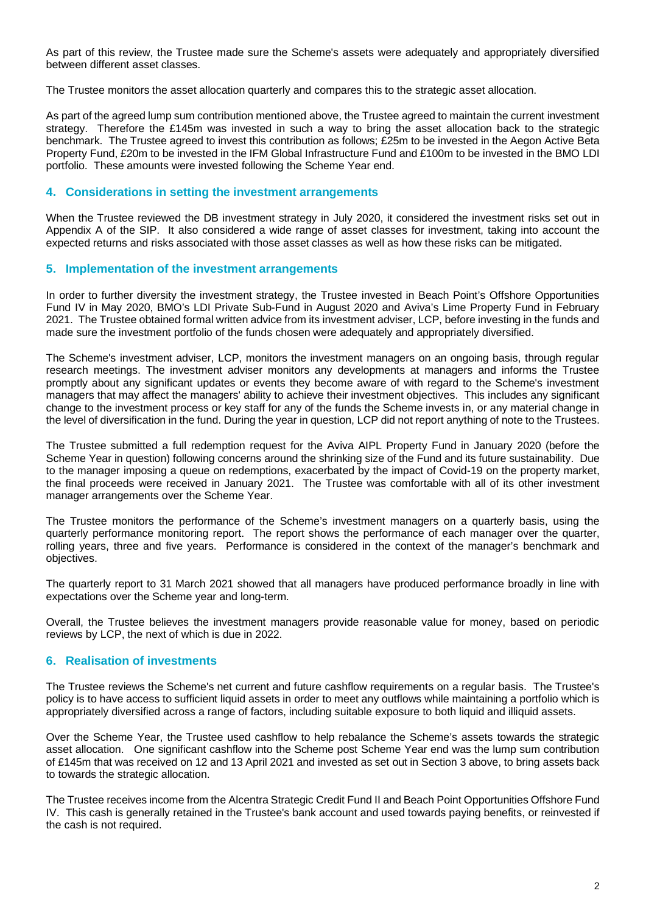As part of this review, the Trustee made sure the Scheme's assets were adequately and appropriately diversified between different asset classes.

The Trustee monitors the asset allocation quarterly and compares this to the strategic asset allocation.

As part of the agreed lump sum contribution mentioned above, the Trustee agreed to maintain the current investment strategy. Therefore the £145m was invested in such a way to bring the asset allocation back to the strategic benchmark. The Trustee agreed to invest this contribution as follows; £25m to be invested in the Aegon Active Beta Property Fund, £20m to be invested in the IFM Global Infrastructure Fund and £100m to be invested in the BMO LDI portfolio. These amounts were invested following the Scheme Year end.

## 4. Considerations in setting the investment arrangements

When the Trustee reviewed the DB investment strategy in July 2020, it considered the investment risks set out in Appendix A of the SIP. It also considered a wide range of asset classes for investment, taking into account the expected returns and risks associated with those asset classes as well as how these risks can be mitigated.

## 5. Implementation of the investment arrangements

In order to further diversity the investment strategy, the Trustee invested in Beach Point's Offshore Opportunities Fund IV in May 2020, BMO's LDI Private Sub-Fund in August 2020 and Aviva's Lime Property Fund in February 2021. The Trustee obtained formal written advice from its investment adviser, LCP, before investing in the funds and made sure the investment portfolio of the funds chosen were adequately and appropriately diversified.

The Scheme's investment adviser, LCP, monitors the investment managers on an ongoing basis, through regular research meetings. The investment adviser monitors any developments at managers and informs the Trustee promptly about any significant updates or events they become aware of with regard to the Scheme's investment managers that may affect the managers' ability to achieve their investment objectives. This includes any significant change to the investment process or key staff for any of the funds the Scheme invests in, or any material change in the level of diversification in the fund. During the year in question, LCP did not report anything of note to the Trustees.

The Trustee submitted a full redemption request for the Aviva AIPL Property Fund in January 2020 (before the Scheme Year in question) following concerns around the shrinking size of the Fund and its future sustainability. Due to the manager imposing a queue on redemptions, exacerbated by the impact of Covid-19 on the property market, the final proceeds were received in January 2021. The Trustee was comfortable with all of its other investment manager arrangements over the Scheme Year.

The Trustee monitors the performance of the Scheme's investment managers on a quarterly basis, using the quarterly performance monitoring report. The report shows the performance of each manager over the quarter, rolling years, three and five years. Performance is considered in the context of the manager's benchmark and objectives.

The quarterly report to 31 March 2021 showed that all managers have produced performance broadly in line with expectations over the Scheme year and long-term.

Overall, the Trustee believes the investment managers provide reasonable value for money, based on periodic reviews by LCP, the next of which is due in 2022.

## 6. Realisation of investments

The Trustee reviews the Scheme's net current and future cashflow requirements on a regular basis. The Trustee's policy is to have access to sufficient liquid assets in order to meet any outflows while maintaining a portfolio which is appropriately diversified across a range of factors, including suitable exposure to both liquid and illiquid assets.

Over the Scheme Year, the Trustee used cashflow to help rebalance the Scheme's assets towards the strategic asset allocation. One significant cashflow into the Scheme post Scheme Year end was the lump sum contribution of £145m that was received on 12 and 13 April 2021 and invested as set out in Section 3 above, to bring assets back to towards the strategic allocation.

The Trustee receives income from the Alcentra Strategic Credit Fund II and Beach Point Opportunities Offshore Fund IV. This cash is generally retained in the Trustee's bank account and used towards paying benefits, or reinvested if the cash is not required.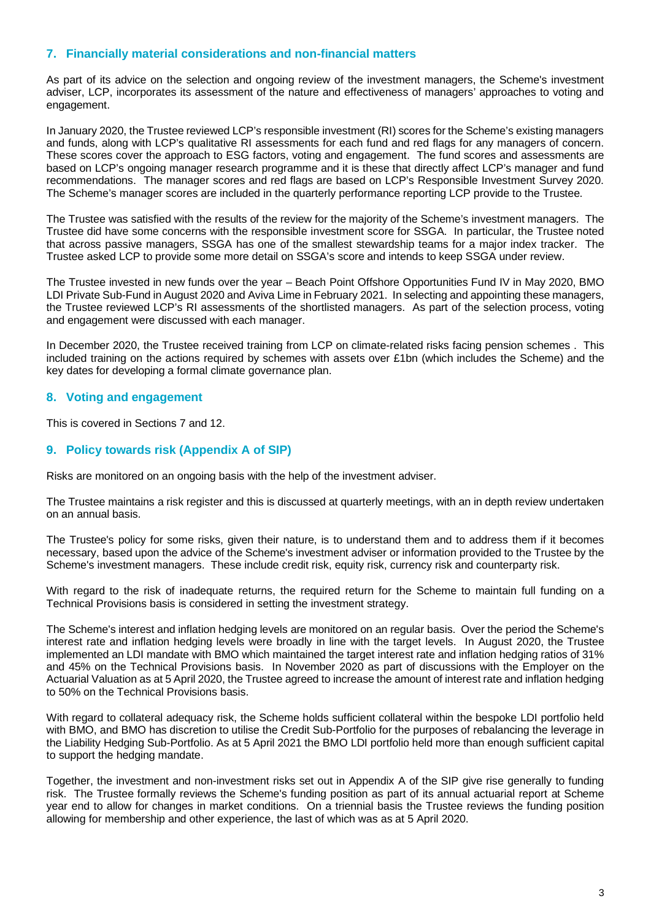## 7. Financially material considerations and non-financial matters

As part of its advice on the selection and ongoing review of the investment managers, the Scheme's investment adviser, LCP, incorporates its assessment of the nature and effectiveness of managers' approaches to voting and engagement.

In January 2020, the Trustee reviewed LCP's responsible investment (RI) scores for the Scheme's existing managers and funds, along with LCP's qualitative RI assessments for each fund and red flags for any managers of concern. These scores cover the approach to ESG factors, voting and engagement. The fund scores and assessments are based on LCP's ongoing manager research programme and it is these that directly affect LCP's manager and fund recommendations. The manager scores and red flags are based on LCP's Responsible Investment Survey 2020. The Scheme's manager scores are included in the quarterly performance reporting LCP provide to the Trustee.

The Trustee was satisfied with the results of the review for the majority of the Scheme's investment managers. The Trustee did have some concerns with the responsible investment score for SSGA. In particular, the Trustee noted that across passive managers, SSGA has one of the smallest stewardship teams for a major index tracker. The Trustee asked LCP to provide some more detail on SSGA's score and intends to keep SSGA under review.

The Trustee invested in new funds over the year – Beach Point Offshore Opportunities Fund IV in May 2020, BMO LDI Private Sub-Fund in August 2020 and Aviva Lime in February 2021. In selecting and appointing these managers, the Trustee reviewed LCP's RI assessments of the shortlisted managers. As part of the selection process, voting and engagement were discussed with each manager.

In December 2020, the Trustee received training from LCP on climate-related risks facing pension schemes . This included training on the actions required by schemes with assets over £1bn (which includes the Scheme) and the key dates for developing a formal climate governance plan.

## 8. Voting and engagement

This is covered in Sections 7 and 12.

## 9. Policy towards risk (Appendix A of SIP)

Risks are monitored on an ongoing basis with the help of the investment adviser.

The Trustee maintains a risk register and this is discussed at quarterly meetings, with an in depth review undertaken on an annual basis.

The Trustee's policy for some risks, given their nature, is to understand them and to address them if it becomes necessary, based upon the advice of the Scheme's investment adviser or information provided to the Trustee by the Scheme's investment managers. These include credit risk, equity risk, currency risk and counterparty risk.

With regard to the risk of inadequate returns, the required return for the Scheme to maintain full funding on a Technical Provisions basis is considered in setting the investment strategy.

The Scheme's interest and inflation hedging levels are monitored on an regular basis. Over the period the Scheme's interest rate and inflation hedging levels were broadly in line with the target levels. In August 2020, the Trustee implemented an LDI mandate with BMO which maintained the target interest rate and inflation hedging ratios of 31% and 45% on the Technical Provisions basis. In November 2020 as part of discussions with the Employer on the Actuarial Valuation as at 5 April 2020, the Trustee agreed to increase the amount of interest rate and inflation hedging to 50% on the Technical Provisions basis.

With regard to collateral adequacy risk, the Scheme holds sufficient collateral within the bespoke LDI portfolio held with BMO, and BMO has discretion to utilise the Credit Sub-Portfolio for the purposes of rebalancing the leverage in the Liability Hedging Sub-Portfolio. As at 5 April 2021 the BMO LDI portfolio held more than enough sufficient capital to support the hedging mandate.

Together, the investment and non-investment risks set out in Appendix A of the SIP give rise generally to funding risk. The Trustee formally reviews the Scheme's funding position as part of its annual actuarial report at Scheme year end to allow for changes in market conditions. On a triennial basis the Trustee reviews the funding position allowing for membership and other experience, the last of which was as at 5 April 2020.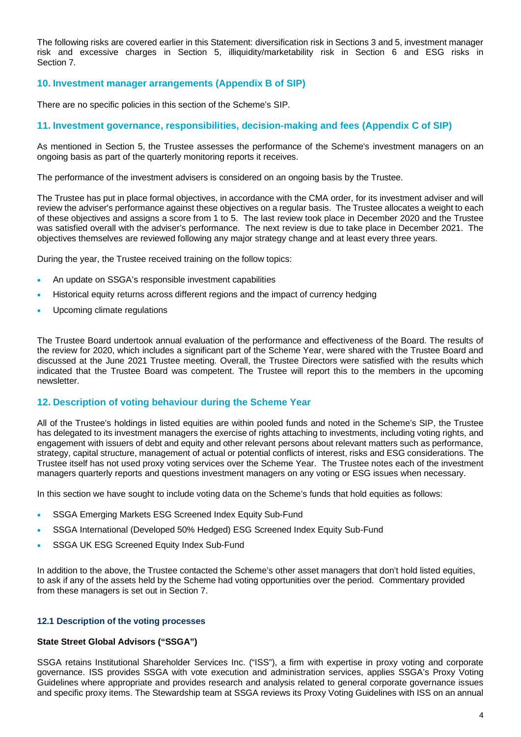The following risks are covered earlier in this Statement: diversification risk in Sections 3 and 5, investment manager risk and excessive charges in Section 5, illiquidity/marketability risk in Section 6 and ESG risks in Section 7.

## 10. Investment manager arrangements (Appendix B of SIP)

There are no specific policies in this section of the Scheme's SIP.

## 11. Investment governance, responsibilities, decision-making and fees (Appendix C of SIP)

As mentioned in Section 5, the Trustee assesses the performance of the Scheme's investment managers on an ongoing basis as part of the quarterly monitoring reports it receives.

The performance of the investment advisers is considered on an ongoing basis by the Trustee.

The Trustee has put in place formal objectives, in accordance with the CMA order, for its investment adviser and will review the adviser's performance against these objectives on a regular basis. The Trustee allocates a weight to each of these objectives and assigns a score from 1 to 5. The last review took place in December 2020 and the Trustee was satisfied overall with the adviser's performance. The next review is due to take place in December 2021. The objectives themselves are reviewed following any major strategy change and at least every three years.

During the year, the Trustee received training on the follow topics:

- An update on SSGA's responsible investment capabilities
- Historical equity returns across different regions and the impact of currency hedging
- Upcoming climate regulations

The Trustee Board undertook annual evaluation of the performance and effectiveness of the Board. The results of the review for 2020, which includes a significant part of the Scheme Year, were shared with the Trustee Board and discussed at the June 2021 Trustee meeting. Overall, the Trustee Directors were satisfied with the results which indicated that the Trustee Board was competent. The Trustee will report this to the members in the upcoming newsletter.

## 12. Description of voting behaviour during the Scheme Year

All of the Trustee's holdings in listed equities are within pooled funds and noted in the Scheme's SIP, the Trustee has delegated to its investment managers the exercise of rights attaching to investments, including voting rights, and engagement with issuers of debt and equity and other relevant persons about relevant matters such as performance, strategy, capital structure, management of actual or potential conflicts of interest, risks and ESG considerations. The Trustee itself has not used proxy voting services over the Scheme Year. The Trustee notes each of the investment managers quarterly reports and questions investment managers on any voting or ESG issues when necessary.

In this section we have sought to include voting data on the Scheme's funds that hold equities as follows:

- SSGA Emerging Markets ESG Screened Index Equity Sub-Fund
- SSGA International (Developed 50% Hedged) ESG Screened Index Equity Sub-Fund
- SSGA UK ESG Screened Equity Index Sub-Fund

In addition to the above, the Trustee contacted the Scheme's other asset managers that don't hold listed equities, to ask if any of the assets held by the Scheme had voting opportunities over the period. Commentary provided from these managers is set out in Section 7.

### 12.1 Description of the voting processes

**State Street Global Advisors ("SSGA")**

SSGA retains Institutional Shareholder Services Inc. ("ISS"), a firm with expertise in proxy voting and corporate governance. ISS provides SSGA with vote execution and administration services, applies SSGA's Proxy Voting Guidelines where appropriate and provides research and analysis related to general corporate governance issues and specific proxy items. The Stewardship team at SSGA reviews its Proxy Voting Guidelines with ISS on an annual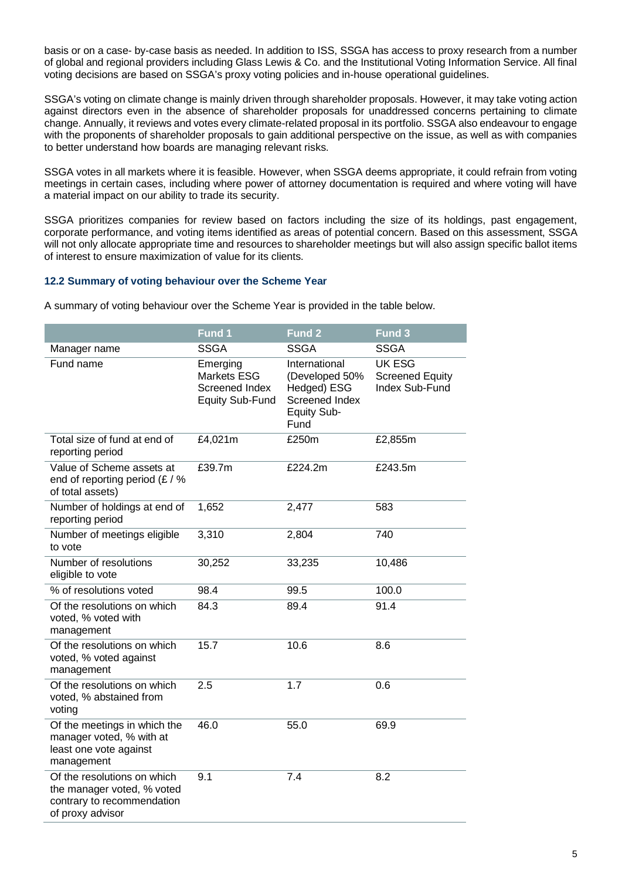basis or on a case- by-case basis as needed. In addition to ISS, SSGA has access to proxy research from a number of global and regional providers including Glass Lewis & Co. and the Institutional Voting Information Service. All final voting decisions are based on SSGA's proxy voting policies and in-house operational guidelines.

SSGA's voting on climate change is mainly driven through shareholder proposals. However, it may take voting action against directors even in the absence of shareholder proposals for unaddressed concerns pertaining to climate change. Annually, it reviews and votes every climate-related proposal in its portfolio. SSGA also endeavour to engage with the proponents of shareholder proposals to gain additional perspective on the issue, as well as with companies to better understand how boards are managing relevant risks.

SSGA votes in all markets where it is feasible. However, when SSGA deems appropriate, it could refrain from voting meetings in certain cases, including where power of attorney documentation is required and where voting will have a material impact on our ability to trade its security.

SSGA prioritizes companies for review based on factors including the size of its holdings, past engagement, corporate performance, and voting items identified as areas of potential concern. Based on this assessment, SSGA will not only allocate appropriate time and resources to shareholder meetings but will also assign specific ballot items of interest to ensure maximization of value for its clients.

### 12.2 Summary of voting behaviour over the Scheme Year

A summary of voting behaviour over the Scheme Year is provided in the table below.

| | Fund 1 | Fund 2 | Fund 3 |
|---|---|---|---|
| Manager name | SSGA | SSGA | SSGA |
| Fund name | Emerging Markets ESG Screened Index Equity Sub-Fund | International (Developed 50% Hedged) ESG Screened Index Equity Sub-Fund | UK ESG Screened Equity Index Sub-Fund |
| Total size of fund at end of reporting period | £4,021m | £250m | £2,855m |
| Value of Scheme assets at end of reporting period (£ / % of total assets) | £39.7m | £224.2m | £243.5m |
| Number of holdings at end of reporting period | 1,652 | 2,477 | 583 |
| Number of meetings eligible to vote | 3,310 | 2,804 | 740 |
| Number of resolutions eligible to vote | 30,252 | 33,235 | 10,486 |
| % of resolutions voted | 98.4 | 99.5 | 100.0 |
| Of the resolutions on which voted, % voted with management | 84.3 | 89.4 | 91.4 |
| Of the resolutions on which voted, % voted against management | 15.7 | 10.6 | 8.6 |
| Of the resolutions on which voted, % abstained from voting | 2.5 | 1.7 | 0.6 |
| Of the meetings in which the manager voted, % with at least one vote against management | 46.0 | 55.0 | 69.9 |
| Of the resolutions on which the manager voted, % voted contrary to recommendation of proxy advisor | 9.1 | 7.4 | 8.2 |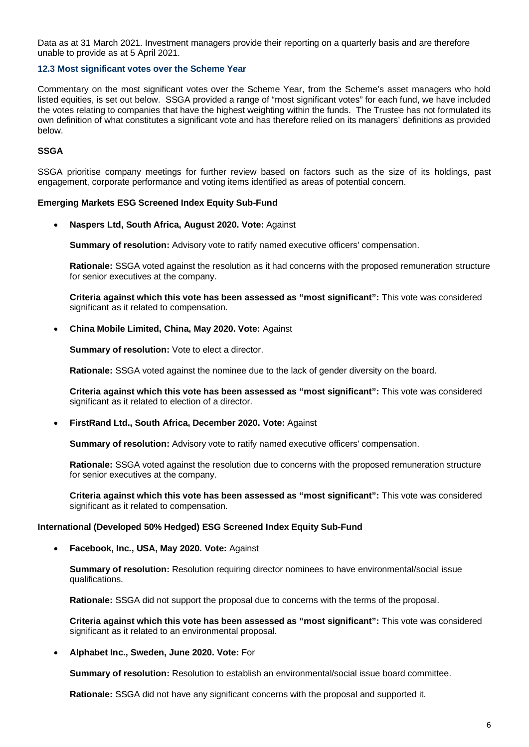Data as at 31 March 2021. Investment managers provide their reporting on a quarterly basis and are therefore unable to provide as at 5 April 2021.

### 12.3 Most significant votes over the Scheme Year

Commentary on the most significant votes over the Scheme Year, from the Scheme's asset managers who hold listed equities, is set out below. SSGA provided a range of "most significant votes" for each fund, we have included the votes relating to companies that have the highest weighting within the funds. The Trustee has not formulated its own definition of what constitutes a significant vote and has therefore relied on its managers' definitions as provided below.

#### SSGA

SSGA prioritise company meetings for further review based on factors such as the size of its holdings, past engagement, corporate performance and voting items identified as areas of potential concern.

#### Emerging Markets ESG Screened Index Equity Sub-Fund

- **Naspers Ltd, South Africa, August 2020. Vote:** Against

  **Summary of resolution:** Advisory vote to ratify named executive officers' compensation.

  **Rationale:** SSGA voted against the resolution as it had concerns with the proposed remuneration structure for senior executives at the company.

  **Criteria against which this vote has been assessed as "most significant":** This vote was considered significant as it related to compensation.

- **China Mobile Limited, China, May 2020. Vote:** Against

  **Summary of resolution:** Vote to elect a director.

  **Rationale:** SSGA voted against the nominee due to the lack of gender diversity on the board.

  **Criteria against which this vote has been assessed as "most significant":** This vote was considered significant as it related to election of a director.

- **FirstRand Ltd., South Africa, December 2020. Vote:** Against

  **Summary of resolution:** Advisory vote to ratify named executive officers' compensation.

  **Rationale:** SSGA voted against the resolution due to concerns with the proposed remuneration structure for senior executives at the company.

  **Criteria against which this vote has been assessed as "most significant":** This vote was considered significant as it related to compensation.

#### International (Developed 50% Hedged) ESG Screened Index Equity Sub-Fund

- **Facebook, Inc., USA, May 2020. Vote:** Against

  **Summary of resolution:** Resolution requiring director nominees to have environmental/social issue qualifications.

  **Rationale:** SSGA did not support the proposal due to concerns with the terms of the proposal.

  **Criteria against which this vote has been assessed as "most significant":** This vote was considered significant as it related to an environmental proposal.

- **Alphabet Inc., Sweden, June 2020. Vote:** For

  **Summary of resolution:** Resolution to establish an environmental/social issue board committee.

  **Rationale:** SSGA did not have any significant concerns with the proposal and supported it.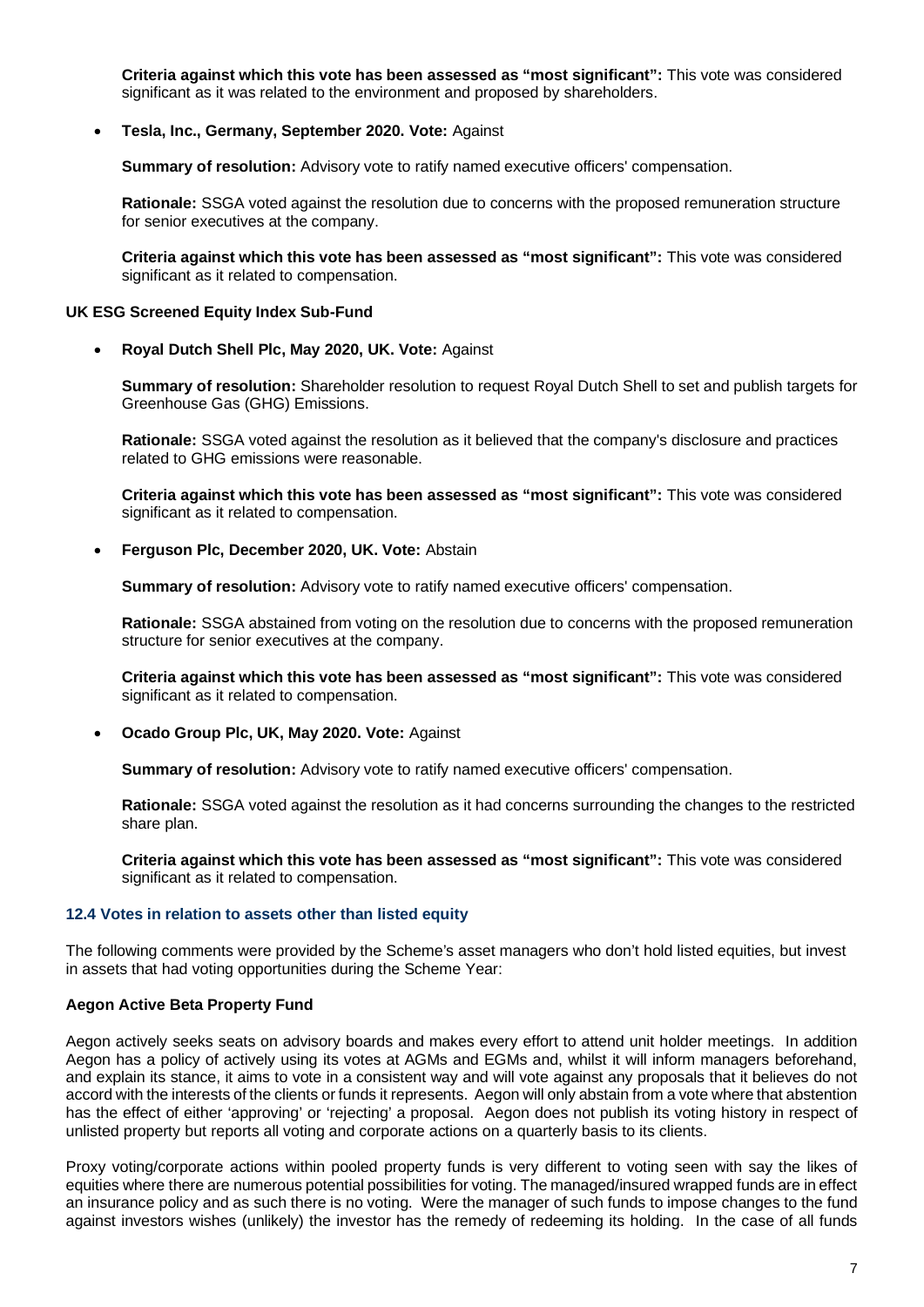**Criteria against which this vote has been assessed as "most significant":** This vote was considered significant as it was related to the environment and proposed by shareholders.

- **Tesla, Inc., Germany, September 2020. Vote:** Against

  **Summary of resolution:** Advisory vote to ratify named executive officers' compensation.

  **Rationale:** SSGA voted against the resolution due to concerns with the proposed remuneration structure for senior executives at the company.

  **Criteria against which this vote has been assessed as "most significant":** This vote was considered significant as it related to compensation.

**UK ESG Screened Equity Index Sub-Fund**

- **Royal Dutch Shell Plc, May 2020, UK. Vote:** Against

  **Summary of resolution:** Shareholder resolution to request Royal Dutch Shell to set and publish targets for Greenhouse Gas (GHG) Emissions.

  **Rationale:** SSGA voted against the resolution as it believed that the company's disclosure and practices related to GHG emissions were reasonable.

  **Criteria against which this vote has been assessed as "most significant":** This vote was considered significant as it related to compensation.

- **Ferguson Plc, December 2020, UK. Vote:** Abstain

  **Summary of resolution:** Advisory vote to ratify named executive officers' compensation.

  **Rationale:** SSGA abstained from voting on the resolution due to concerns with the proposed remuneration structure for senior executives at the company.

  **Criteria against which this vote has been assessed as "most significant":** This vote was considered significant as it related to compensation.

- **Ocado Group Plc, UK, May 2020. Vote:** Against

  **Summary of resolution:** Advisory vote to ratify named executive officers' compensation.

  **Rationale:** SSGA voted against the resolution as it had concerns surrounding the changes to the restricted share plan.

  **Criteria against which this vote has been assessed as "most significant":** This vote was considered significant as it related to compensation.

### 12.4 Votes in relation to assets other than listed equity

The following comments were provided by the Scheme's asset managers who don't hold listed equities, but invest in assets that had voting opportunities during the Scheme Year:

**Aegon Active Beta Property Fund**

Aegon actively seeks seats on advisory boards and makes every effort to attend unit holder meetings. In addition Aegon has a policy of actively using its votes at AGMs and EGMs and, whilst it will inform managers beforehand, and explain its stance, it aims to vote in a consistent way and will vote against any proposals that it believes do not accord with the interests of the clients or funds it represents. Aegon will only abstain from a vote where that abstention has the effect of either 'approving' or 'rejecting' a proposal. Aegon does not publish its voting history in respect of unlisted property but reports all voting and corporate actions on a quarterly basis to its clients.

Proxy voting/corporate actions within pooled property funds is very different to voting seen with say the likes of equities where there are numerous potential possibilities for voting. The managed/insured wrapped funds are in effect an insurance policy and as such there is no voting. Were the manager of such funds to impose changes to the fund against investors wishes (unlikely) the investor has the remedy of redeeming its holding. In the case of all funds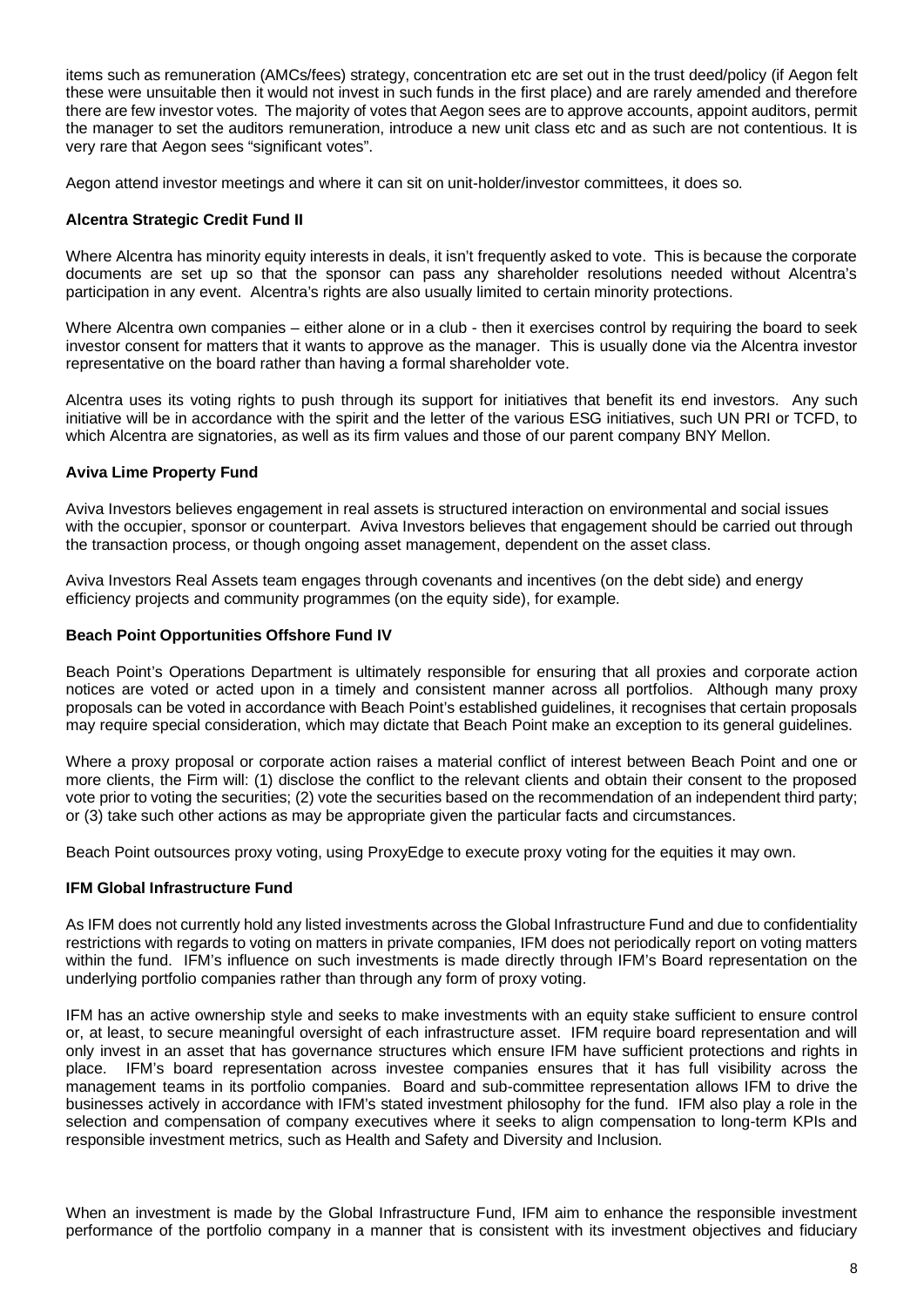items such as remuneration (AMCs/fees) strategy, concentration etc are set out in the trust deed/policy (if Aegon felt these were unsuitable then it would not invest in such funds in the first place) and are rarely amended and therefore there are few investor votes. The majority of votes that Aegon sees are to approve accounts, appoint auditors, permit the manager to set the auditors remuneration, introduce a new unit class etc and as such are not contentious. It is very rare that Aegon sees "significant votes".

Aegon attend investor meetings and where it can sit on unit-holder/investor committees, it does so.

**Alcentra Strategic Credit Fund II**

Where Alcentra has minority equity interests in deals, it isn't frequently asked to vote. This is because the corporate documents are set up so that the sponsor can pass any shareholder resolutions needed without Alcentra's participation in any event. Alcentra's rights are also usually limited to certain minority protections.

Where Alcentra own companies – either alone or in a club - then it exercises control by requiring the board to seek investor consent for matters that it wants to approve as the manager. This is usually done via the Alcentra investor representative on the board rather than having a formal shareholder vote.

Alcentra uses its voting rights to push through its support for initiatives that benefit its end investors. Any such initiative will be in accordance with the spirit and the letter of the various ESG initiatives, such UN PRI or TCFD, to which Alcentra are signatories, as well as its firm values and those of our parent company BNY Mellon.

**Aviva Lime Property Fund**

Aviva Investors believes engagement in real assets is structured interaction on environmental and social issues with the occupier, sponsor or counterpart. Aviva Investors believes that engagement should be carried out through the transaction process, or though ongoing asset management, dependent on the asset class.

Aviva Investors Real Assets team engages through covenants and incentives (on the debt side) and energy efficiency projects and community programmes (on the equity side), for example.

**Beach Point Opportunities Offshore Fund IV**

Beach Point's Operations Department is ultimately responsible for ensuring that all proxies and corporate action notices are voted or acted upon in a timely and consistent manner across all portfolios. Although many proxy proposals can be voted in accordance with Beach Point's established guidelines, it recognises that certain proposals may require special consideration, which may dictate that Beach Point make an exception to its general guidelines.

Where a proxy proposal or corporate action raises a material conflict of interest between Beach Point and one or more clients, the Firm will: (1) disclose the conflict to the relevant clients and obtain their consent to the proposed vote prior to voting the securities; (2) vote the securities based on the recommendation of an independent third party; or (3) take such other actions as may be appropriate given the particular facts and circumstances.

Beach Point outsources proxy voting, using ProxyEdge to execute proxy voting for the equities it may own.

**IFM Global Infrastructure Fund**

As IFM does not currently hold any listed investments across the Global Infrastructure Fund and due to confidentiality restrictions with regards to voting on matters in private companies, IFM does not periodically report on voting matters within the fund. IFM's influence on such investments is made directly through IFM's Board representation on the underlying portfolio companies rather than through any form of proxy voting.

IFM has an active ownership style and seeks to make investments with an equity stake sufficient to ensure control or, at least, to secure meaningful oversight of each infrastructure asset. IFM require board representation and will only invest in an asset that has governance structures which ensure IFM have sufficient protections and rights in place. IFM's board representation across investee companies ensures that it has full visibility across the management teams in its portfolio companies. Board and sub-committee representation allows IFM to drive the businesses actively in accordance with IFM's stated investment philosophy for the fund. IFM also play a role in the selection and compensation of company executives where it seeks to align compensation to long-term KPIs and responsible investment metrics, such as Health and Safety and Diversity and Inclusion.

When an investment is made by the Global Infrastructure Fund, IFM aim to enhance the responsible investment performance of the portfolio company in a manner that is consistent with its investment objectives and fiduciary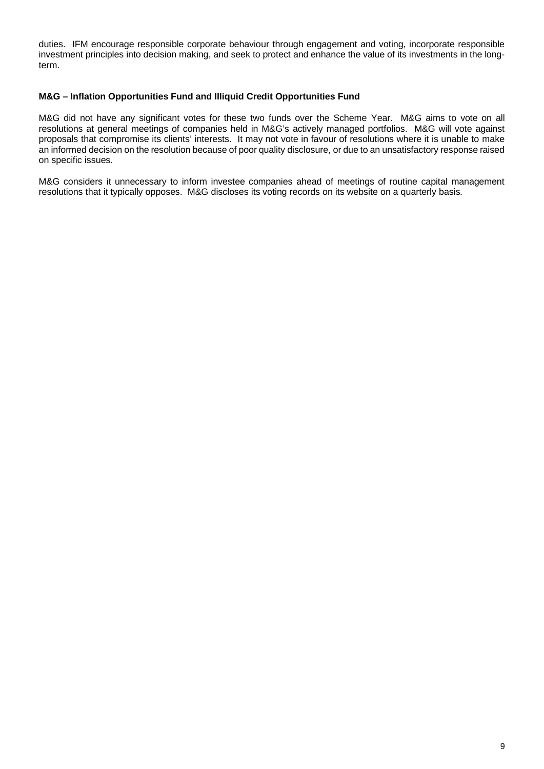duties. IFM encourage responsible corporate behaviour through engagement and voting, incorporate responsible investment principles into decision making, and seek to protect and enhance the value of its investments in the long-term.

**M&G – Inflation Opportunities Fund and Illiquid Credit Opportunities Fund**

M&G did not have any significant votes for these two funds over the Scheme Year. M&G aims to vote on all resolutions at general meetings of companies held in M&G's actively managed portfolios. M&G will vote against proposals that compromise its clients' interests. It may not vote in favour of resolutions where it is unable to make an informed decision on the resolution because of poor quality disclosure, or due to an unsatisfactory response raised on specific issues.

M&G considers it unnecessary to inform investee companies ahead of meetings of routine capital management resolutions that it typically opposes. M&G discloses its voting records on its website on a quarterly basis.